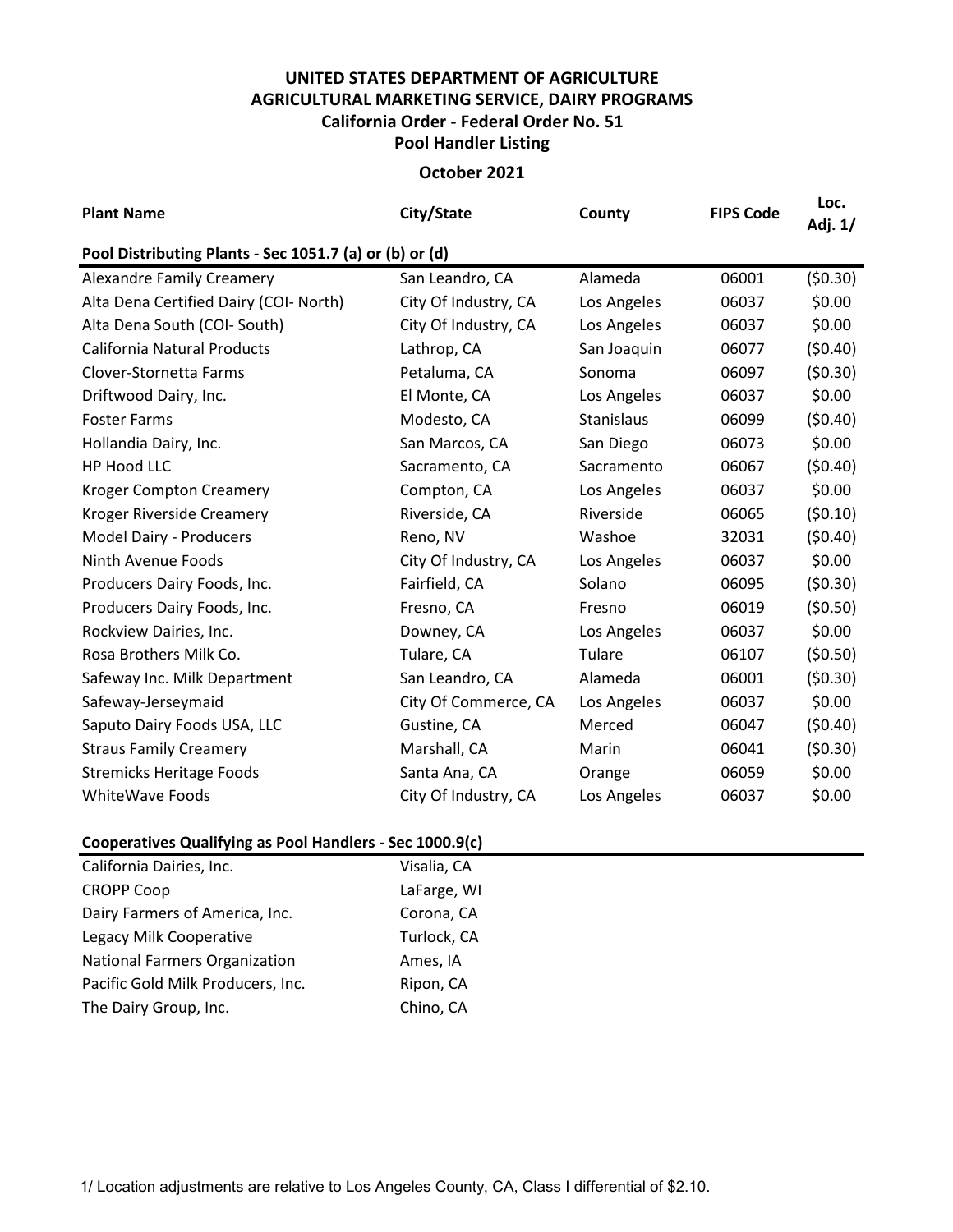# UNITED STATES DEPARTMENT OF AGRICULTURE
## AGRICULTURAL MARKETING SERVICE, DAIRY PROGRAMS
### California Order - Federal Order No. 51
### Pool Handler Listing

**October 2021**

| Plant Name | City/State | County | FIPS Code | Loc. Adj. 1/ |
|---|---|---|---|---|
| **Pool Distributing Plants - Sec 1051.7 (a) or (b) or (d)** | | | | |
| Alexandre Family Creamery | San Leandro, CA | Alameda | 06001 | ($0.30) |
| Alta Dena Certified Dairy (COI- North) | City Of Industry, CA | Los Angeles | 06037 | $0.00 |
| Alta Dena South (COI- South) | City Of Industry, CA | Los Angeles | 06037 | $0.00 |
| California Natural Products | Lathrop, CA | San Joaquin | 06077 | ($0.40) |
| Clover-Stornetta Farms | Petaluma, CA | Sonoma | 06097 | ($0.30) |
| Driftwood Dairy, Inc. | El Monte, CA | Los Angeles | 06037 | $0.00 |
| Foster Farms | Modesto, CA | Stanislaus | 06099 | ($0.40) |
| Hollandia Dairy, Inc. | San Marcos, CA | San Diego | 06073 | $0.00 |
| HP Hood LLC | Sacramento, CA | Sacramento | 06067 | ($0.40) |
| Kroger Compton Creamery | Compton, CA | Los Angeles | 06037 | $0.00 |
| Kroger Riverside Creamery | Riverside, CA | Riverside | 06065 | ($0.10) |
| Model Dairy - Producers | Reno, NV | Washoe | 32031 | ($0.40) |
| Ninth Avenue Foods | City Of Industry, CA | Los Angeles | 06037 | $0.00 |
| Producers Dairy Foods, Inc. | Fairfield, CA | Solano | 06095 | ($0.30) |
| Producers Dairy Foods, Inc. | Fresno, CA | Fresno | 06019 | ($0.50) |
| Rockview Dairies, Inc. | Downey, CA | Los Angeles | 06037 | $0.00 |
| Rosa Brothers Milk Co. | Tulare, CA | Tulare | 06107 | ($0.50) |
| Safeway Inc. Milk Department | San Leandro, CA | Alameda | 06001 | ($0.30) |
| Safeway-Jerseymaid | City Of Commerce, CA | Los Angeles | 06037 | $0.00 |
| Saputo Dairy Foods USA, LLC | Gustine, CA | Merced | 06047 | ($0.40) |
| Straus Family Creamery | Marshall, CA | Marin | 06041 | ($0.30) |
| Stremicks Heritage Foods | Santa Ana, CA | Orange | 06059 | $0.00 |
| WhiteWave Foods | City Of Industry, CA | Los Angeles | 06037 | $0.00 |

**Cooperatives Qualifying as Pool Handlers - Sec 1000.9(c)**

| Cooperative | City/State |
|---|---|
| California Dairies, Inc. | Visalia, CA |
| CROPP Coop | LaFarge, WI |
| Dairy Farmers of America, Inc. | Corona, CA |
| Legacy Milk Cooperative | Turlock, CA |
| National Farmers Organization | Ames, IA |
| Pacific Gold Milk Producers, Inc. | Ripon, CA |
| The Dairy Group, Inc. | Chino, CA |

1/ Location adjustments are relative to Los Angeles County, CA, Class I differential of $2.10.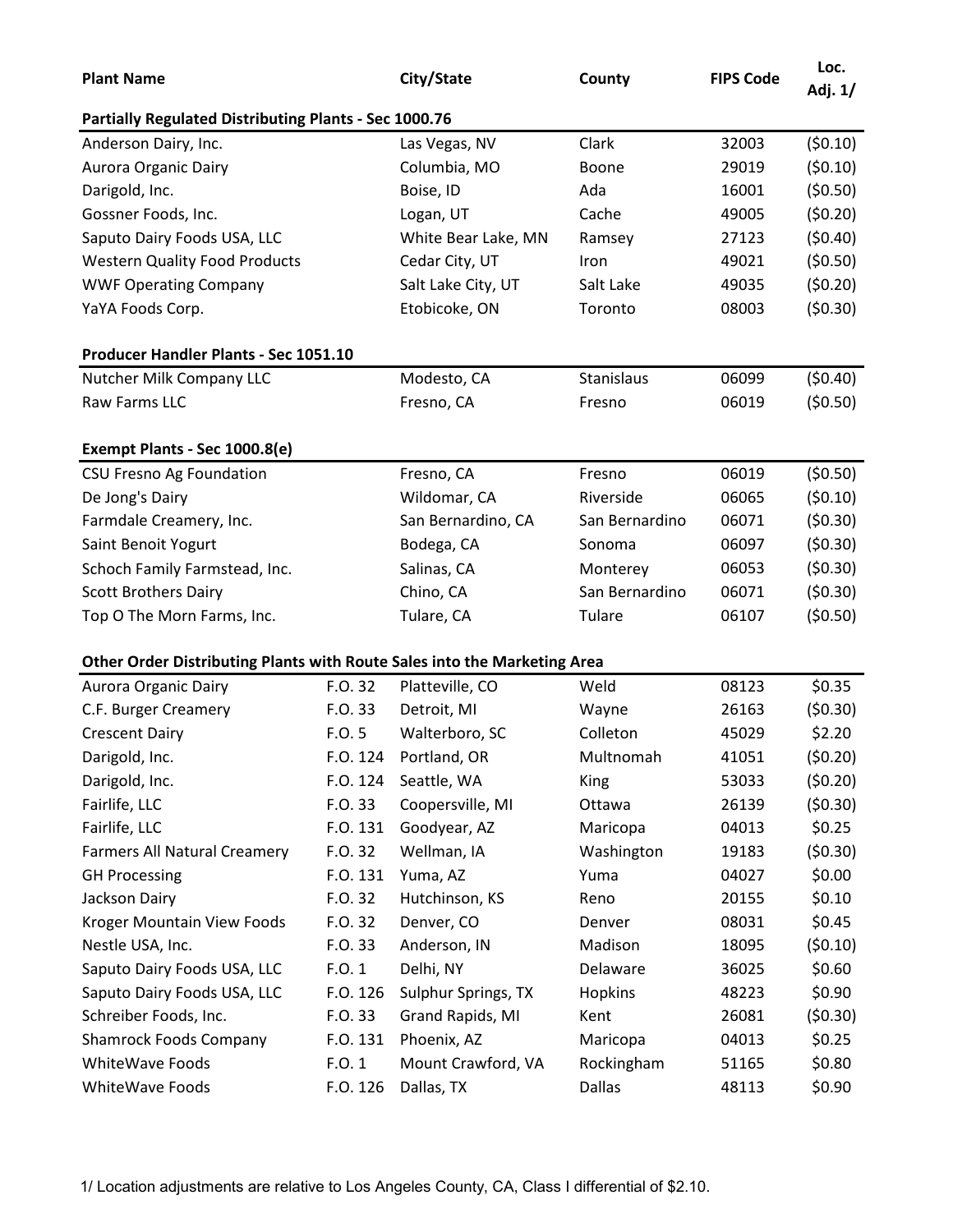| Plant Name | | City/State | County | FIPS Code | Loc. Adj. 1/ |
|---|---|---|---|---|---|
| **Partially Regulated Distributing Plants - Sec 1000.76** | | | | | |
| Anderson Dairy, Inc. | | Las Vegas, NV | Clark | 32003 | ($0.10) |
| Aurora Organic Dairy | | Columbia, MO | Boone | 29019 | ($0.10) |
| Darigold, Inc. | | Boise, ID | Ada | 16001 | ($0.50) |
| Gossner Foods, Inc. | | Logan, UT | Cache | 49005 | ($0.20) |
| Saputo Dairy Foods USA, LLC | | White Bear Lake, MN | Ramsey | 27123 | ($0.40) |
| Western Quality Food Products | | Cedar City, UT | Iron | 49021 | ($0.50) |
| WWF Operating Company | | Salt Lake City, UT | Salt Lake | 49035 | ($0.20) |
| YaYA Foods Corp. | | Etobicoke, ON | Toronto | 08003 | ($0.30) |
| **Producer Handler Plants - Sec 1051.10** | | | | | |
| Nutcher Milk Company LLC | | Modesto, CA | Stanislaus | 06099 | ($0.40) |
| Raw Farms LLC | | Fresno, CA | Fresno | 06019 | ($0.50) |
| **Exempt Plants - Sec 1000.8(e)** | | | | | |
| CSU Fresno Ag Foundation | | Fresno, CA | Fresno | 06019 | ($0.50) |
| De Jong's Dairy | | Wildomar, CA | Riverside | 06065 | ($0.10) |
| Farmdale Creamery, Inc. | | San Bernardino, CA | San Bernardino | 06071 | ($0.30) |
| Saint Benoit Yogurt | | Bodega, CA | Sonoma | 06097 | ($0.30) |
| Schoch Family Farmstead, Inc. | | Salinas, CA | Monterey | 06053 | ($0.30) |
| Scott Brothers Dairy | | Chino, CA | San Bernardino | 06071 | ($0.30) |
| Top O The Morn Farms, Inc. | | Tulare, CA | Tulare | 06107 | ($0.50) |
| **Other Order Distributing Plants with Route Sales into the Marketing Area** | | | | | |
| Aurora Organic Dairy | F.O. 32 | Platteville, CO | Weld | 08123 | $0.35 |
| C.F. Burger Creamery | F.O. 33 | Detroit, MI | Wayne | 26163 | ($0.30) |
| Crescent Dairy | F.O. 5 | Walterboro, SC | Colleton | 45029 | $2.20 |
| Darigold, Inc. | F.O. 124 | Portland, OR | Multnomah | 41051 | ($0.20) |
| Darigold, Inc. | F.O. 124 | Seattle, WA | King | 53033 | ($0.20) |
| Fairlife, LLC | F.O. 33 | Coopersville, MI | Ottawa | 26139 | ($0.30) |
| Fairlife, LLC | F.O. 131 | Goodyear, AZ | Maricopa | 04013 | $0.25 |
| Farmers All Natural Creamery | F.O. 32 | Wellman, IA | Washington | 19183 | ($0.30) |
| GH Processing | F.O. 131 | Yuma, AZ | Yuma | 04027 | $0.00 |
| Jackson Dairy | F.O. 32 | Hutchinson, KS | Reno | 20155 | $0.10 |
| Kroger Mountain View Foods | F.O. 32 | Denver, CO | Denver | 08031 | $0.45 |
| Nestle USA, Inc. | F.O. 33 | Anderson, IN | Madison | 18095 | ($0.10) |
| Saputo Dairy Foods USA, LLC | F.O. 1 | Delhi, NY | Delaware | 36025 | $0.60 |
| Saputo Dairy Foods USA, LLC | F.O. 126 | Sulphur Springs, TX | Hopkins | 48223 | $0.90 |
| Schreiber Foods, Inc. | F.O. 33 | Grand Rapids, MI | Kent | 26081 | ($0.30) |
| Shamrock Foods Company | F.O. 131 | Phoenix, AZ | Maricopa | 04013 | $0.25 |
| WhiteWave Foods | F.O. 1 | Mount Crawford, VA | Rockingham | 51165 | $0.80 |
| WhiteWave Foods | F.O. 126 | Dallas, TX | Dallas | 48113 | $0.90 |

1/ Location adjustments are relative to Los Angeles County, CA, Class I differential of $2.10.